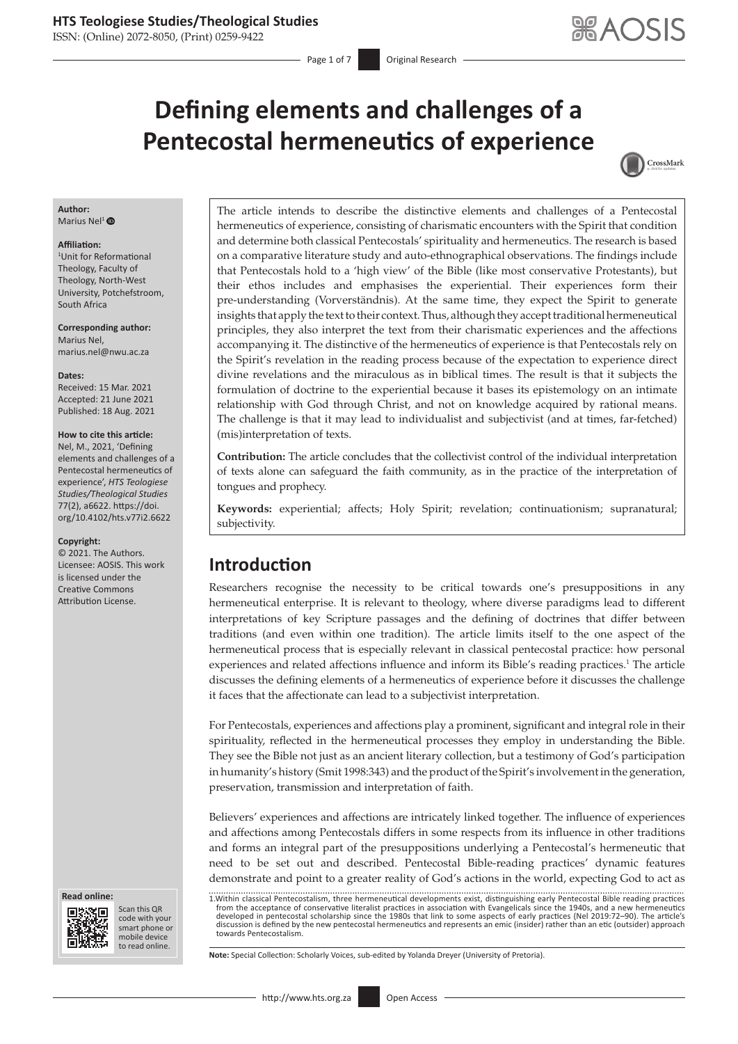# Defining elements and challenges of a Pentecostal hermeneutics of experience

**Author:**
Marius Nel[1]

**Affiliation:**
[1]Unit for Reformational Theology, Faculty of Theology, North-West University, Potchefstroom, South Africa

**Corresponding author:**
Marius Nel,
marius.nel@nwu.ac.za

**Dates:**
Received: 15 Mar. 2021
Accepted: 21 June 2021
Published: 18 Aug. 2021

**How to cite this article:**
Nel, M., 2021, 'Defining elements and challenges of a Pentecostal hermeneutics of experience', *HTS Teologiese Studies/Theological Studies* 77(2), a6622. https://doi.org/10.4102/hts.v77i2.6622

**Copyright:**
© 2021. The Authors. Licensee: AOSIS. This work is licensed under the Creative Commons Attribution License.

The article intends to describe the distinctive elements and challenges of a Pentecostal hermeneutics of experience, consisting of charismatic encounters with the Spirit that condition and determine both classical Pentecostals' spirituality and hermeneutics. The research is based on a comparative literature study and auto-ethnographical observations. The findings include that Pentecostals hold to a 'high view' of the Bible (like most conservative Protestants), but their ethos includes and emphasises the experiential. Their experiences form their pre-understanding (Vorverständnis). At the same time, they expect the Spirit to generate insights that apply the text to their context. Thus, although they accept traditional hermeneutical principles, they also interpret the text from their charismatic experiences and the affections accompanying it. The distinctive of the hermeneutics of experience is that Pentecostals rely on the Spirit's revelation in the reading process because of the expectation to experience direct divine revelations and the miraculous as in biblical times. The result is that it subjects the formulation of doctrine to the experiential because it bases its epistemology on an intimate relationship with God through Christ, and not on knowledge acquired by rational means. The challenge is that it may lead to individualist and subjectivist (and at times, far-fetched) (mis)interpretation of texts.

**Contribution:** The article concludes that the collectivist control of the individual interpretation of texts alone can safeguard the faith community, as in the practice of the interpretation of tongues and prophecy.

**Keywords:** experiential; affects; Holy Spirit; revelation; continuationism; supranatural; subjectivity.

## Introduction

Researchers recognise the necessity to be critical towards one's presuppositions in any hermeneutical enterprise. It is relevant to theology, where diverse paradigms lead to different interpretations of key Scripture passages and the defining of doctrines that differ between traditions (and even within one tradition). The article limits itself to the one aspect of the hermeneutical process that is especially relevant in classical pentecostal practice: how personal experiences and related affections influence and inform its Bible's reading practices.[1] The article discusses the defining elements of a hermeneutics of experience before it discusses the challenge it faces that the affectionate can lead to a subjectivist interpretation.

For Pentecostals, experiences and affections play a prominent, significant and integral role in their spirituality, reflected in the hermeneutical processes they employ in understanding the Bible. They see the Bible not just as an ancient literary collection, but a testimony of God's participation in humanity's history (Smit 1998:343) and the product of the Spirit's involvement in the generation, preservation, transmission and interpretation of faith.

Believers' experiences and affections are intricately linked together. The influence of experiences and affections among Pentecostals differs in some respects from its influence in other traditions and forms an integral part of the presuppositions underlying a Pentecostal's hermeneutic that need to be set out and described. Pentecostal Bible-reading practices' dynamic features demonstrate and point to a greater reality of God's actions in the world, expecting God to act as

1. Within classical Pentecostalism, three hermeneutical developments exist, distinguishing early Pentecostal Bible reading practices from the acceptance of conservative literalist practices in association with Evangelicals since the 1940s, and a new hermeneutics developed in pentecostal scholarship since the 1980s that link to some aspects of early practices (Nel 2019:72–90). The article's discussion is defined by the new pentecostal hermeneutics and represents an emic (insider) rather than an etic (outsider) approach towards Pentecostalism.

**Note:** Special Collection: Scholarly Voices, sub-edited by Yolanda Dreyer (University of Pretoria).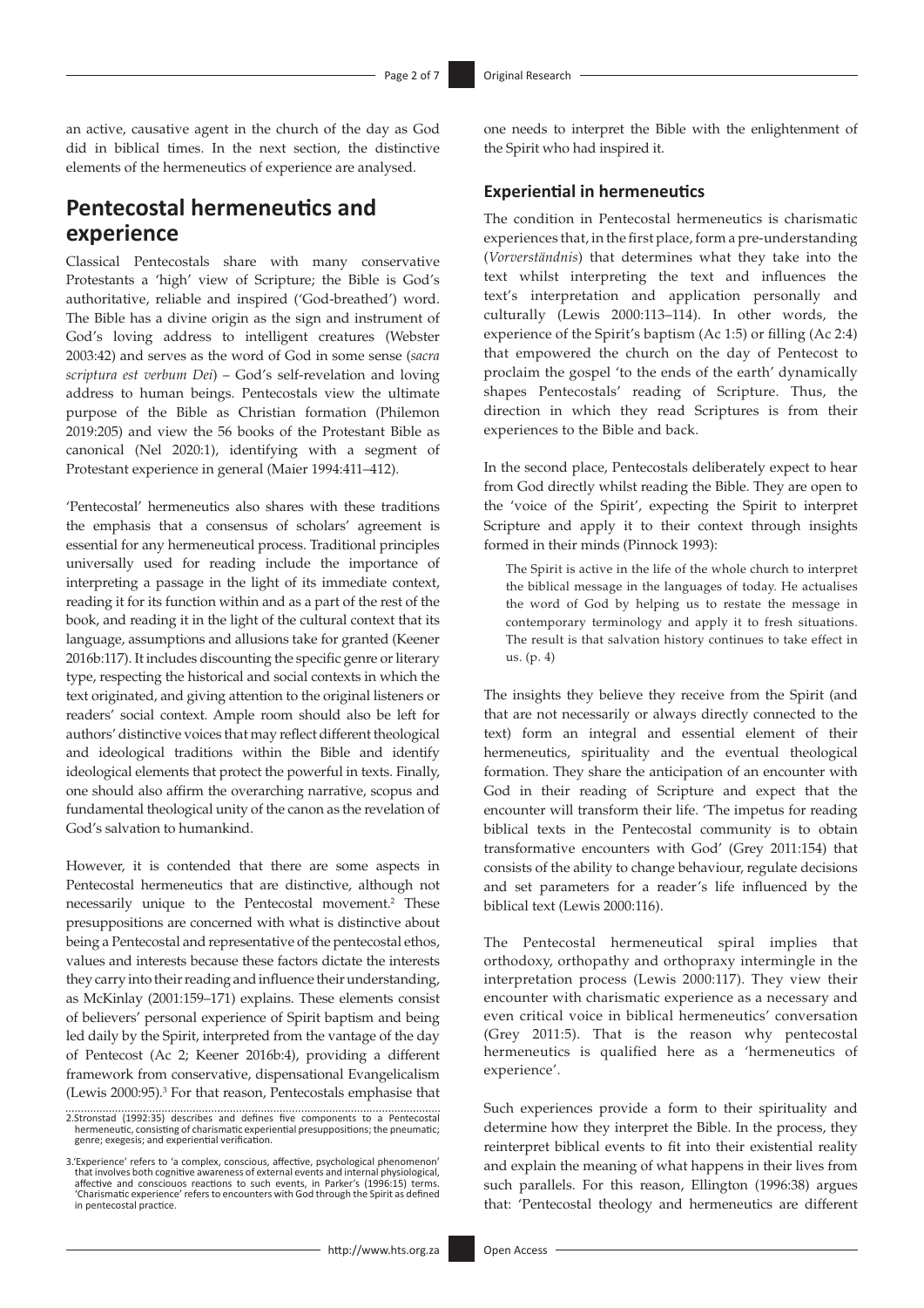an active, causative agent in the church of the day as God did in biblical times. In the next section, the distinctive elements of the hermeneutics of experience are analysed.

## Pentecostal hermeneutics and experience

Classical Pentecostals share with many conservative Protestants a 'high' view of Scripture; the Bible is God's authoritative, reliable and inspired ('God-breathed') word. The Bible has a divine origin as the sign and instrument of God's loving address to intelligent creatures (Webster 2003:42) and serves as the word of God in some sense (*sacra scriptura est verbum Dei*) – God's self-revelation and loving address to human beings. Pentecostals view the ultimate purpose of the Bible as Christian formation (Philemon 2019:205) and view the 56 books of the Protestant Bible as canonical (Nel 2020:1), identifying with a segment of Protestant experience in general (Maier 1994:411–412).

'Pentecostal' hermeneutics also shares with these traditions the emphasis that a consensus of scholars' agreement is essential for any hermeneutical process. Traditional principles universally used for reading include the importance of interpreting a passage in the light of its immediate context, reading it for its function within and as a part of the rest of the book, and reading it in the light of the cultural context that its language, assumptions and allusions take for granted (Keener 2016b:117). It includes discounting the specific genre or literary type, respecting the historical and social contexts in which the text originated, and giving attention to the original listeners or readers' social context. Ample room should also be left for authors' distinctive voices that may reflect different theological and ideological traditions within the Bible and identify ideological elements that protect the powerful in texts. Finally, one should also affirm the overarching narrative, scopus and fundamental theological unity of the canon as the revelation of God's salvation to humankind.

However, it is contended that there are some aspects in Pentecostal hermeneutics that are distinctive, although not necessarily unique to the Pentecostal movement.[2] These presuppositions are concerned with what is distinctive about being a Pentecostal and representative of the pentecostal ethos, values and interests because these factors dictate the interests they carry into their reading and influence their understanding, as McKinlay (2001:159–171) explains. These elements consist of believers' personal experience of Spirit baptism and being led daily by the Spirit, interpreted from the vantage of the day of Pentecost (Ac 2; Keener 2016b:4), providing a different framework from conservative, dispensational Evangelicalism (Lewis 2000:95).[3] For that reason, Pentecostals emphasise that one needs to interpret the Bible with the enlightenment of the Spirit who had inspired it.

### Experiential in hermeneutics

The condition in Pentecostal hermeneutics is charismatic experiences that, in the first place, form a pre-understanding (*Vorverständnis*) that determines what they take into the text whilst interpreting the text and influences the text's interpretation and application personally and culturally (Lewis 2000:113–114). In other words, the experience of the Spirit's baptism (Ac 1:5) or filling (Ac 2:4) that empowered the church on the day of Pentecost to proclaim the gospel 'to the ends of the earth' dynamically shapes Pentecostals' reading of Scripture. Thus, the direction in which they read Scriptures is from their experiences to the Bible and back.

In the second place, Pentecostals deliberately expect to hear from God directly whilst reading the Bible. They are open to the 'voice of the Spirit', expecting the Spirit to interpret Scripture and apply it to their context through insights formed in their minds (Pinnock 1993):

> The Spirit is active in the life of the whole church to interpret the biblical message in the languages of today. He actualises the word of God by helping us to restate the message in contemporary terminology and apply it to fresh situations. The result is that salvation history continues to take effect in us. (p. 4)

The insights they believe they receive from the Spirit (and that are not necessarily or always directly connected to the text) form an integral and essential element of their hermeneutics, spirituality and the eventual theological formation. They share the anticipation of an encounter with God in their reading of Scripture and expect that the encounter will transform their life. 'The impetus for reading biblical texts in the Pentecostal community is to obtain transformative encounters with God' (Grey 2011:154) that consists of the ability to change behaviour, regulate decisions and set parameters for a reader's life influenced by the biblical text (Lewis 2000:116).

The Pentecostal hermeneutical spiral implies that orthodoxy, orthopathy and orthopraxy intermingle in the interpretation process (Lewis 2000:117). They view their encounter with charismatic experience as a necessary and even critical voice in biblical hermeneutics' conversation (Grey 2011:5). That is the reason why pentecostal hermeneutics is qualified here as a 'hermeneutics of experience'.

Such experiences provide a form to their spirituality and determine how they interpret the Bible. In the process, they reinterpret biblical events to fit into their existential reality and explain the meaning of what happens in their lives from such parallels. For this reason, Ellington (1996:38) argues that: 'Pentecostal theology and hermeneutics are different

2. Stronstad (1992:35) describes and defines five components to a Pentecostal hermeneutic, consisting of charismatic experiential presuppositions; the pneumatic; genre; exegesis; and experiential verification.

3. 'Experience' refers to 'a complex, conscious, affective, psychological phenomenon' that involves both cognitive awareness of external events and internal physiological, affective and conscious reactions to such events, in Parker's (1996:15) terms. 'Charismatic experience' refers to encounters with God through the Spirit as defined in pentecostal practice.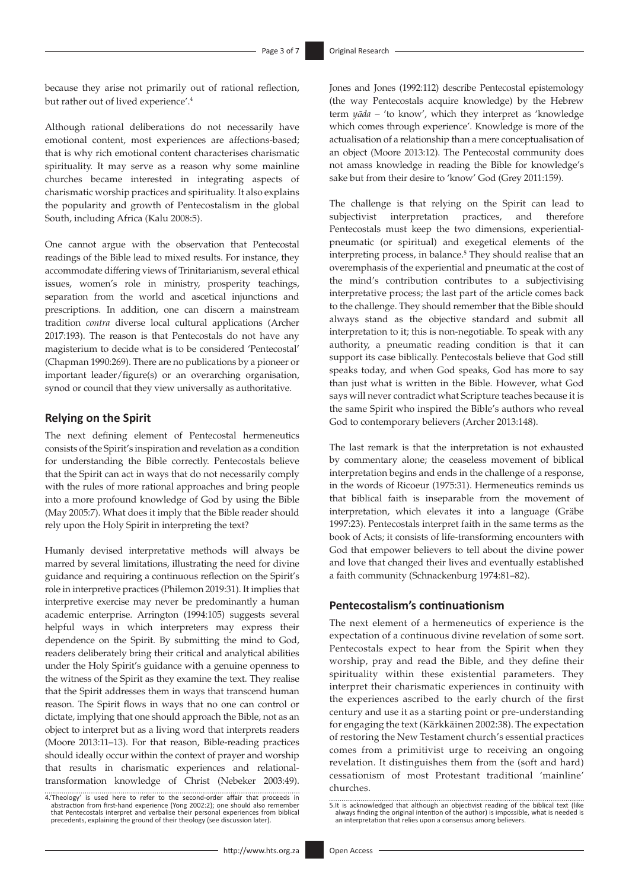because they arise not primarily out of rational reflection, but rather out of lived experience'.[4]

Although rational deliberations do not necessarily have emotional content, most experiences are affections-based; that is why rich emotional content characterises charismatic spirituality. It may serve as a reason why some mainline churches became interested in integrating aspects of charismatic worship practices and spirituality. It also explains the popularity and growth of Pentecostalism in the global South, including Africa (Kalu 2008:5).

One cannot argue with the observation that Pentecostal readings of the Bible lead to mixed results. For instance, they accommodate differing views of Trinitarianism, several ethical issues, women's role in ministry, prosperity teachings, separation from the world and ascetical injunctions and prescriptions. In addition, one can discern a mainstream tradition *contra* diverse local cultural applications (Archer 2017:193). The reason is that Pentecostals do not have any magisterium to decide what is to be considered 'Pentecostal' (Chapman 1990:269). There are no publications by a pioneer or important leader/figure(s) or an overarching organisation, synod or council that they view universally as authoritative.

## Relying on the Spirit

The next defining element of Pentecostal hermeneutics consists of the Spirit's inspiration and revelation as a condition for understanding the Bible correctly. Pentecostals believe that the Spirit can act in ways that do not necessarily comply with the rules of more rational approaches and bring people into a more profound knowledge of God by using the Bible (May 2005:7). What does it imply that the Bible reader should rely upon the Holy Spirit in interpreting the text?

Humanly devised interpretative methods will always be marred by several limitations, illustrating the need for divine guidance and requiring a continuous reflection on the Spirit's role in interpretive practices (Philemon 2019:31). It implies that interpretive exercise may never be predominantly a human academic enterprise. Arrington (1994:105) suggests several helpful ways in which interpreters may express their dependence on the Spirit. By submitting the mind to God, readers deliberately bring their critical and analytical abilities under the Holy Spirit's guidance with a genuine openness to the witness of the Spirit as they examine the text. They realise that the Spirit addresses them in ways that transcend human reason. The Spirit flows in ways that no one can control or dictate, implying that one should approach the Bible, not as an object to interpret but as a living word that interprets readers (Moore 2013:11–13). For that reason, Bible-reading practices should ideally occur within the context of prayer and worship that results in charismatic experiences and relational-transformation knowledge of Christ (Nebeker 2003:49). Jones and Jones (1992:112) describe Pentecostal epistemology (the way Pentecostals acquire knowledge) by the Hebrew term *yāda* – 'to know', which they interpret as 'knowledge which comes through experience'. Knowledge is more of the actualisation of a relationship than a mere conceptualisation of an object (Moore 2013:12). The Pentecostal community does not amass knowledge in reading the Bible for knowledge's sake but from their desire to 'know' God (Grey 2011:159).

The challenge is that relying on the Spirit can lead to subjectivist interpretation practices, and therefore Pentecostals must keep the two dimensions, experiential-pneumatic (or spiritual) and exegetical elements of the interpreting process, in balance.[5] They should realise that an overemphasis of the experiential and pneumatic at the cost of the mind's contribution contributes to a subjectivising interpretative process; the last part of the article comes back to the challenge. They should remember that the Bible should always stand as the objective standard and submit all interpretation to it; this is non-negotiable. To speak with any authority, a pneumatic reading condition is that it can support its case biblically. Pentecostals believe that God still speaks today, and when God speaks, God has more to say than just what is written in the Bible. However, what God says will never contradict what Scripture teaches because it is the same Spirit who inspired the Bible's authors who reveal God to contemporary believers (Archer 2013:148).

The last remark is that the interpretation is not exhausted by commentary alone; the ceaseless movement of biblical interpretation begins and ends in the challenge of a response, in the words of Ricoeur (1975:31). Hermeneutics reminds us that biblical faith is inseparable from the movement of interpretation, which elevates it into a language (Gräbe 1997:23). Pentecostals interpret faith in the same terms as the book of Acts; it consists of life-transforming encounters with God that empower believers to tell about the divine power and love that changed their lives and eventually established a faith community (Schnackenburg 1974:81–82).

## Pentecostalism's continuationism

The next element of a hermeneutics of experience is the expectation of a continuous divine revelation of some sort. Pentecostals expect to hear from the Spirit when they worship, pray and read the Bible, and they define their spirituality within these existential parameters. They interpret their charismatic experiences in continuity with the experiences ascribed to the early church of the first century and use it as a starting point or pre-understanding for engaging the text (Kärkkäinen 2002:38). The expectation of restoring the New Testament church's essential practices comes from a primitivist urge to receiving an ongoing revelation. It distinguishes them from the (soft and hard) cessationism of most Protestant traditional 'mainline' churches.

4.'Theology' is used here to refer to the second-order affair that proceeds in abstraction from first-hand experience (Yong 2002:2); one should also remember that Pentecostals interpret and verbalise their personal experiences from biblical precedents, explaining the ground of their theology (see discussion later).

5.It is acknowledged that although an objectivist reading of the biblical text (like always finding the original intention of the author) is impossible, what is needed is an interpretation that relies upon a consensus among believers.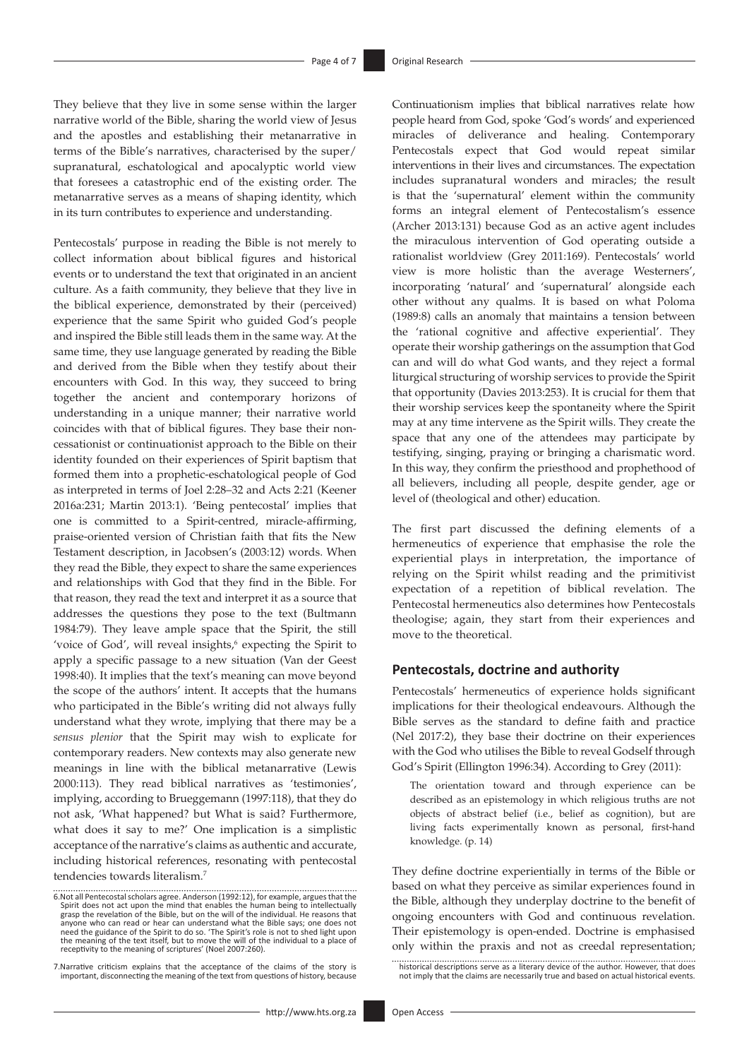They believe that they live in some sense within the larger narrative world of the Bible, sharing the world view of Jesus and the apostles and establishing their metanarrative in terms of the Bible's narratives, characterised by the super/supranatural, eschatological and apocalyptic world view that foresees a catastrophic end of the existing order. The metanarrative serves as a means of shaping identity, which in its turn contributes to experience and understanding.

Pentecostals' purpose in reading the Bible is not merely to collect information about biblical figures and historical events or to understand the text that originated in an ancient culture. As a faith community, they believe that they live in the biblical experience, demonstrated by their (perceived) experience that the same Spirit who guided God's people and inspired the Bible still leads them in the same way. At the same time, they use language generated by reading the Bible and derived from the Bible when they testify about their encounters with God. In this way, they succeed to bring together the ancient and contemporary horizons of understanding in a unique manner; their narrative world coincides with that of biblical figures. They base their non-cessationist or continuationist approach to the Bible on their identity founded on their experiences of Spirit baptism that formed them into a prophetic-eschatological people of God as interpreted in terms of Joel 2:28–32 and Acts 2:21 (Keener 2016a:231; Martin 2013:1). 'Being pentecostal' implies that one is committed to a Spirit-centred, miracle-affirming, praise-oriented version of Christian faith that fits the New Testament description, in Jacobsen's (2003:12) words. When they read the Bible, they expect to share the same experiences and relationships with God that they find in the Bible. For that reason, they read the text and interpret it as a source that addresses the questions they pose to the text (Bultmann 1984:79). They leave ample space that the Spirit, the still 'voice of God', will reveal insights,[6] expecting the Spirit to apply a specific passage to a new situation (Van der Geest 1998:40). It implies that the text's meaning can move beyond the scope of the authors' intent. It accepts that the humans who participated in the Bible's writing did not always fully understand what they wrote, implying that there may be a *sensus plenior* that the Spirit may wish to explicate for contemporary readers. New contexts may also generate new meanings in line with the biblical metanarrative (Lewis 2000:113). They read biblical narratives as 'testimonies', implying, according to Brueggemann (1997:118), that they do not ask, 'What happened? but What is said? Furthermore, what does it say to me?' One implication is a simplistic acceptance of the narrative's claims as authentic and accurate, including historical references, resonating with pentecostal tendencies towards literalism.[7]

Continuationism implies that biblical narratives relate how people heard from God, spoke 'God's words' and experienced miracles of deliverance and healing. Contemporary Pentecostals expect that God would repeat similar interventions in their lives and circumstances. The expectation includes supranatural wonders and miracles; the result is that the 'supernatural' element within the community forms an integral element of Pentecostalism's essence (Archer 2013:131) because God as an active agent includes the miraculous intervention of God operating outside a rationalist worldview (Grey 2011:169). Pentecostals' world view is more holistic than the average Westerners', incorporating 'natural' and 'supernatural' alongside each other without any qualms. It is based on what Poloma (1989:8) calls an anomaly that maintains a tension between the 'rational cognitive and affective experiential'. They operate their worship gatherings on the assumption that God can and will do what God wants, and they reject a formal liturgical structuring of worship services to provide the Spirit that opportunity (Davies 2013:253). It is crucial for them that their worship services keep the spontaneity where the Spirit may at any time intervene as the Spirit wills. They create the space that any one of the attendees may participate by testifying, singing, praying or bringing a charismatic word. In this way, they confirm the priesthood and prophethood of all believers, including all people, despite gender, age or level of (theological and other) education.

The first part discussed the defining elements of a hermeneutics of experience that emphasise the role the experiential plays in interpretation, the importance of relying on the Spirit whilst reading and the primitivist expectation of a repetition of biblical revelation. The Pentecostal hermeneutics also determines how Pentecostals theologise; again, they start from their experiences and move to the theoretical.

## Pentecostals, doctrine and authority

Pentecostals' hermeneutics of experience holds significant implications for their theological endeavours. Although the Bible serves as the standard to define faith and practice (Nel 2017:2), they base their doctrine on their experiences with the God who utilises the Bible to reveal Godself through God's Spirit (Ellington 1996:34). According to Grey (2011):

> The orientation toward and through experience can be described as an epistemology in which religious truths are not objects of abstract belief (i.e., belief as cognition), but are living facts experimentally known as personal, first-hand knowledge. (p. 14)

They define doctrine experientially in terms of the Bible or based on what they perceive as similar experiences found in the Bible, although they underplay doctrine to the benefit of ongoing encounters with God and continuous revelation. Their epistemology is open-ended. Doctrine is emphasised only within the praxis and not as creedal representation;

6. Not all Pentecostal scholars agree. Anderson (1992:12), for example, argues that the Spirit does not act upon the mind that enables the human being to intellectually grasp the revelation of the Bible, but on the will of the individual. He reasons that anyone who can read or hear can understand what the Bible says; one does not need the guidance of the Spirit to do so. 'The Spirit's role is not to shed light upon the meaning of the text itself, but to move the will of the individual to a place of receptivity to the meaning of scriptures' (Noel 2007:260).

7. Narrative criticism explains that the acceptance of the claims of the story is important, disconnecting the meaning of the text from questions of history, because historical descriptions serve as a literary device of the author. However, that does not imply that the claims are necessarily true and based on actual historical events.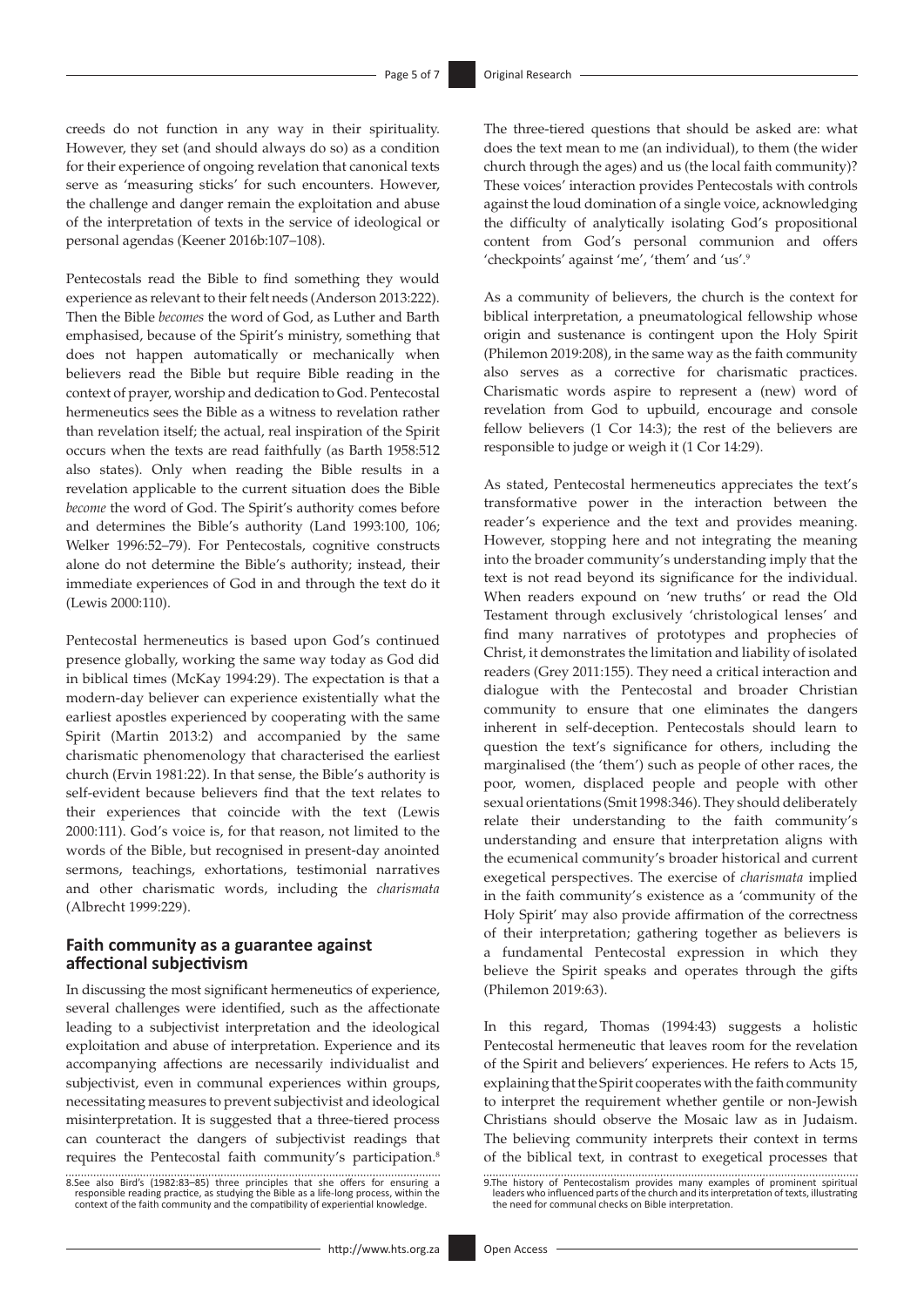creeds do not function in any way in their spirituality. However, they set (and should always do so) as a condition for their experience of ongoing revelation that canonical texts serve as 'measuring sticks' for such encounters. However, the challenge and danger remain the exploitation and abuse of the interpretation of texts in the service of ideological or personal agendas (Keener 2016b:107–108).

Pentecostals read the Bible to find something they would experience as relevant to their felt needs (Anderson 2013:222). Then the Bible *becomes* the word of God, as Luther and Barth emphasised, because of the Spirit's ministry, something that does not happen automatically or mechanically when believers read the Bible but require Bible reading in the context of prayer, worship and dedication to God. Pentecostal hermeneutics sees the Bible as a witness to revelation rather than revelation itself; the actual, real inspiration of the Spirit occurs when the texts are read faithfully (as Barth 1958:512 also states). Only when reading the Bible results in a revelation applicable to the current situation does the Bible *become* the word of God. The Spirit's authority comes before and determines the Bible's authority (Land 1993:100, 106; Welker 1996:52–79). For Pentecostals, cognitive constructs alone do not determine the Bible's authority; instead, their immediate experiences of God in and through the text do it (Lewis 2000:110).

Pentecostal hermeneutics is based upon God's continued presence globally, working the same way today as God did in biblical times (McKay 1994:29). The expectation is that a modern-day believer can experience existentially what the earliest apostles experienced by cooperating with the same Spirit (Martin 2013:2) and accompanied by the same charismatic phenomenology that characterised the earliest church (Ervin 1981:22). In that sense, the Bible's authority is self-evident because believers find that the text relates to their experiences that coincide with the text (Lewis 2000:111). God's voice is, for that reason, not limited to the words of the Bible, but recognised in present-day anointed sermons, teachings, exhortations, testimonial narratives and other charismatic words, including the *charismata* (Albrecht 1999:229).

## Faith community as a guarantee against affectional subjectivism

In discussing the most significant hermeneutics of experience, several challenges were identified, such as the affectionate leading to a subjectivist interpretation and the ideological exploitation and abuse of interpretation. Experience and its accompanying affections are necessarily individualist and subjectivist, even in communal experiences within groups, necessitating measures to prevent subjectivist and ideological misinterpretation. It is suggested that a three-tiered process can counteract the dangers of subjectivist readings that requires the Pentecostal faith community's participation.[8]

The three-tiered questions that should be asked are: what does the text mean to me (an individual), to them (the wider church through the ages) and us (the local faith community)? These voices' interaction provides Pentecostals with controls against the loud domination of a single voice, acknowledging the difficulty of analytically isolating God's propositional content from God's personal communion and offers 'checkpoints' against 'me', 'them' and 'us'.[9]

As a community of believers, the church is the context for biblical interpretation, a pneumatological fellowship whose origin and sustenance is contingent upon the Holy Spirit (Philemon 2019:208), in the same way as the faith community also serves as a corrective for charismatic practices. Charismatic words aspire to represent a (new) word of revelation from God to upbuild, encourage and console fellow believers (1 Cor 14:3); the rest of the believers are responsible to judge or weigh it (1 Cor 14:29).

As stated, Pentecostal hermeneutics appreciates the text's transformative power in the interaction between the reader's experience and the text and provides meaning. However, stopping here and not integrating the meaning into the broader community's understanding imply that the text is not read beyond its significance for the individual. When readers expound on 'new truths' or read the Old Testament through exclusively 'christological lenses' and find many narratives of prototypes and prophecies of Christ, it demonstrates the limitation and liability of isolated readers (Grey 2011:155). They need a critical interaction and dialogue with the Pentecostal and broader Christian community to ensure that one eliminates the dangers inherent in self-deception. Pentecostals should learn to question the text's significance for others, including the marginalised (the 'them') such as people of other races, the poor, women, displaced people and people with other sexual orientations (Smit 1998:346). They should deliberately relate their understanding to the faith community's understanding and ensure that interpretation aligns with the ecumenical community's broader historical and current exegetical perspectives. The exercise of *charismata* implied in the faith community's existence as a 'community of the Holy Spirit' may also provide affirmation of the correctness of their interpretation; gathering together as believers is a fundamental Pentecostal expression in which they believe the Spirit speaks and operates through the gifts (Philemon 2019:63).

In this regard, Thomas (1994:43) suggests a holistic Pentecostal hermeneutic that leaves room for the revelation of the Spirit and believers' experiences. He refers to Acts 15, explaining that the Spirit cooperates with the faith community to interpret the requirement whether gentile or non-Jewish Christians should observe the Mosaic law as in Judaism. The believing community interprets their context in terms of the biblical text, in contrast to exegetical processes that

8.See also Bird's (1982:83–85) three principles that she offers for ensuring a responsible reading practice, as studying the Bible as a life-long process, within the context of the faith community and the compatibility of experiential knowledge.

9.The history of Pentecostalism provides many examples of prominent spiritual leaders who influenced parts of the church and its interpretation of texts, illustrating the need for communal checks on Bible interpretation.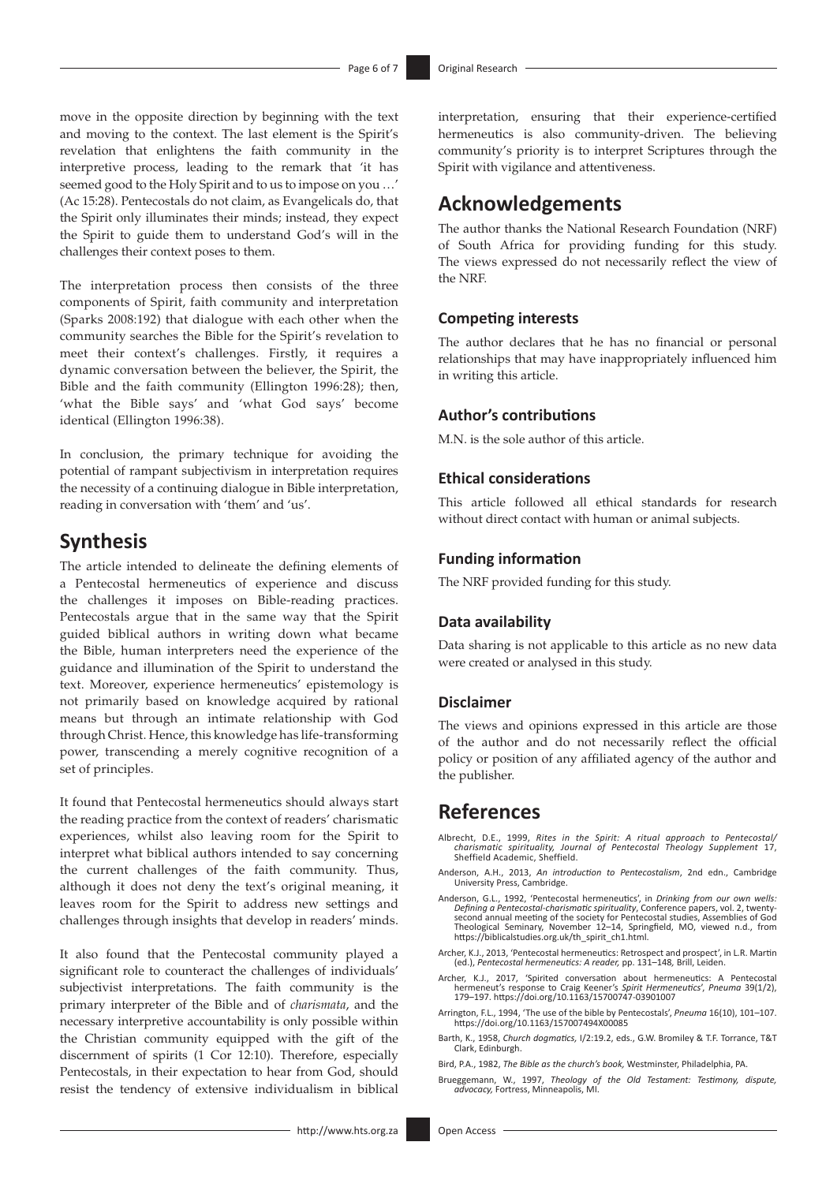move in the opposite direction by beginning with the text and moving to the context. The last element is the Spirit's revelation that enlightens the faith community in the interpretive process, leading to the remark that 'it has seemed good to the Holy Spirit and to us to impose on you …' (Ac 15:28). Pentecostals do not claim, as Evangelicals do, that the Spirit only illuminates their minds; instead, they expect the Spirit to guide them to understand God's will in the challenges their context poses to them.

The interpretation process then consists of the three components of Spirit, faith community and interpretation (Sparks 2008:192) that dialogue with each other when the community searches the Bible for the Spirit's revelation to meet their context's challenges. Firstly, it requires a dynamic conversation between the believer, the Spirit, the Bible and the faith community (Ellington 1996:28); then, 'what the Bible says' and 'what God says' become identical (Ellington 1996:38).

In conclusion, the primary technique for avoiding the potential of rampant subjectivism in interpretation requires the necessity of a continuing dialogue in Bible interpretation, reading in conversation with 'them' and 'us'.

# Synthesis

The article intended to delineate the defining elements of a Pentecostal hermeneutics of experience and discuss the challenges it imposes on Bible-reading practices. Pentecostals argue that in the same way that the Spirit guided biblical authors in writing down what became the Bible, human interpreters need the experience of the guidance and illumination of the Spirit to understand the text. Moreover, experience hermeneutics' epistemology is not primarily based on knowledge acquired by rational means but through an intimate relationship with God through Christ. Hence, this knowledge has life-transforming power, transcending a merely cognitive recognition of a set of principles.

It found that Pentecostal hermeneutics should always start the reading practice from the context of readers' charismatic experiences, whilst also leaving room for the Spirit to interpret what biblical authors intended to say concerning the current challenges of the faith community. Thus, although it does not deny the text's original meaning, it leaves room for the Spirit to address new settings and challenges through insights that develop in readers' minds.

It also found that the Pentecostal community played a significant role to counteract the challenges of individuals' subjectivist interpretations. The faith community is the primary interpreter of the Bible and of *charismata*, and the necessary interpretive accountability is only possible within the Christian community equipped with the gift of the discernment of spirits (1 Cor 12:10). Therefore, especially Pentecostals, in their expectation to hear from God, should resist the tendency of extensive individualism in biblical interpretation, ensuring that their experience-certified hermeneutics is also community-driven. The believing community's priority is to interpret Scriptures through the Spirit with vigilance and attentiveness.

# Acknowledgements

The author thanks the National Research Foundation (NRF) of South Africa for providing funding for this study. The views expressed do not necessarily reflect the view of the NRF.

### Competing interests

The author declares that he has no financial or personal relationships that may have inappropriately influenced him in writing this article.

### Author's contributions

M.N. is the sole author of this article.

### Ethical considerations

This article followed all ethical standards for research without direct contact with human or animal subjects.

### Funding information

The NRF provided funding for this study.

### Data availability

Data sharing is not applicable to this article as no new data were created or analysed in this study.

### Disclaimer

The views and opinions expressed in this article are those of the author and do not necessarily reflect the official policy or position of any affiliated agency of the author and the publisher.

# References

Albrecht, D.E., 1999, *Rites in the Spirit: A ritual approach to Pentecostal/charismatic spirituality, Journal of Pentecostal Theology Supplement* 17, Sheffield Academic, Sheffield.

Anderson, A.H., 2013, *An introduction to Pentecostalism*, 2nd edn., Cambridge University Press, Cambridge.

Anderson, G.L., 1992, 'Pentecostal hermeneutics', in *Drinking from our own wells: Defining a Pentecostal-charismatic spirituality*, Conference papers, vol. 2, twenty-second annual meeting of the society for Pentecostal studies, Assemblies of God Theological Seminary, November 12–14, Springfield, MO, viewed n.d., from https://biblicalstudies.org.uk/th_spirit_ch1.html.

Archer, K.J., 2013, 'Pentecostal hermeneutics: Retrospect and prospect', in L.R. Martin (ed.), *Pentecostal hermeneutics: A reader,* pp. 131–148, Brill, Leiden.

Archer, K.J., 2017, 'Spirited conversation about hermeneutics: A Pentecostal hermeneut's response to Craig Keener's *Spirit Hermeneutics*', *Pneuma* 39(1/2), 179–197. https://doi.org/10.1163/15700747-03901007

Arrington, F.L., 1994, 'The use of the bible by Pentecostals', *Pneuma* 16(10), 101–107. https://doi.org/10.1163/157007494X00085

Barth, K., 1958, *Church dogmatics*, I/2:19.2, eds., G.W. Bromiley & T.F. Torrance, T&T Clark, Edinburgh.

Bird, P.A., 1982, *The Bible as the church's book,* Westminster, Philadelphia, PA.

Brueggemann, W., 1997, *Theology of the Old Testament: Testimony, dispute, advocacy,* Fortress, Minneapolis, MI.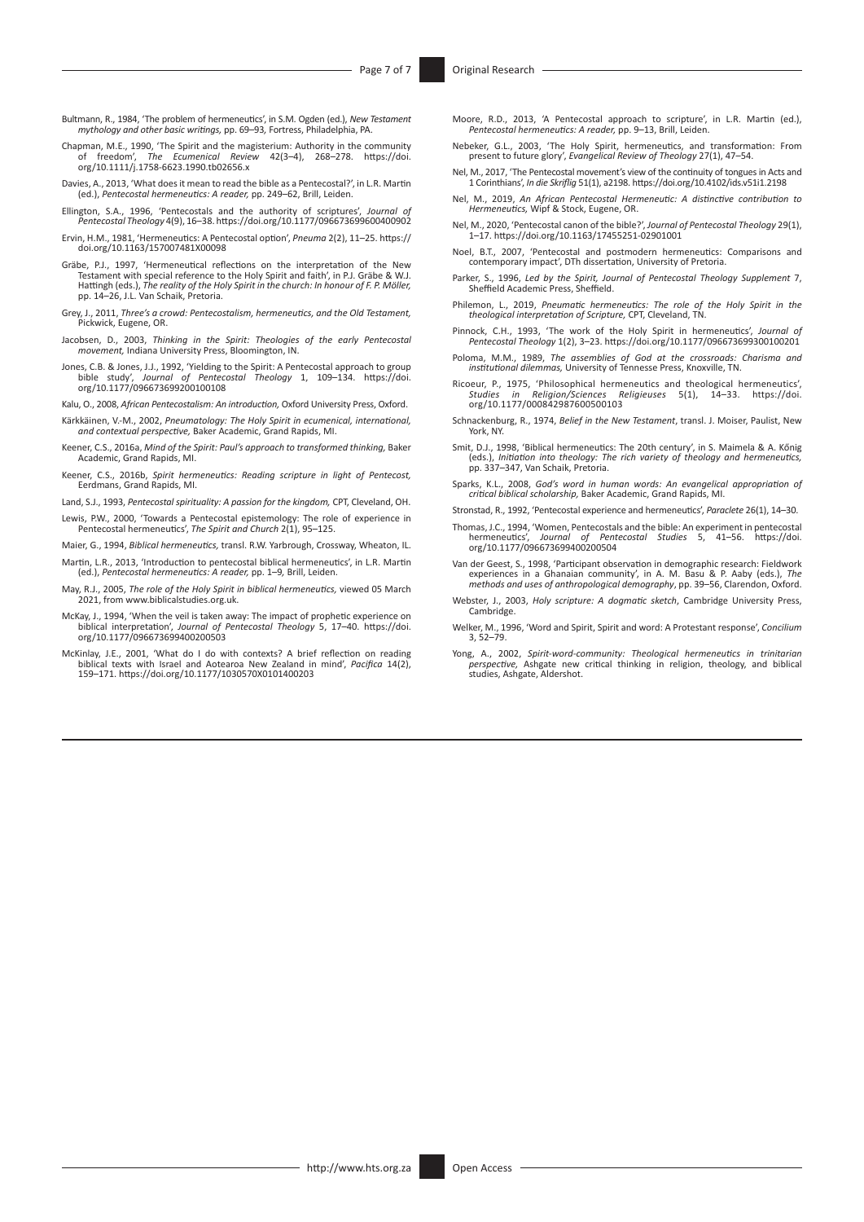Bultmann, R., 1984, 'The problem of hermeneutics', in S.M. Ogden (ed.), *New Testament mythology and other basic writings,* pp. 69–93, Fortress, Philadelphia, PA.

Chapman, M.E., 1990, 'The Spirit and the magisterium: Authority in the community of freedom', *The Ecumenical Review* 42(3–4), 268–278. https://doi.org/10.1111/j.1758-6623.1990.tb02656.x

Davies, A., 2013, 'What does it mean to read the bible as a Pentecostal?', in L.R. Martin (ed.), *Pentecostal hermeneutics: A reader,* pp. 249–62, Brill, Leiden.

Ellington, S.A., 1996, 'Pentecostals and the authority of scriptures', *Journal of Pentecostal Theology* 4(9), 16–38. https://doi.org/10.1177/096673699600400902

Ervin, H.M., 1981, 'Hermeneutics: A Pentecostal option', *Pneuma* 2(2), 11–25. https://doi.org/10.1163/157007481X00098

Gräbe, P.J., 1997, 'Hermeneutical reflections on the interpretation of the New Testament with special reference to the Holy Spirit and faith', in P.J. Gräbe & W.J. Hattingh (eds.), *The reality of the Holy Spirit in the church: In honour of F. P. Möller,* pp. 14–26, J.L. Van Schaik, Pretoria.

Grey, J., 2011, *Three's a crowd: Pentecostalism, hermeneutics, and the Old Testament,* Pickwick, Eugene, OR.

Jacobsen, D., 2003, *Thinking in the Spirit: Theologies of the early Pentecostal movement,* Indiana University Press, Bloomington, IN.

Jones, C.B. & Jones, J.J., 1992, 'Yielding to the Spirit: A Pentecostal approach to group bible study', *Journal of Pentecostal Theology* 1, 109–134. https://doi.org/10.1177/096673699200100108

Kalu, O., 2008, *African Pentecostalism: An introduction,* Oxford University Press, Oxford.

Kärkkäinen, V.-M., 2002, *Pneumatology: The Holy Spirit in ecumenical, international, and contextual perspective,* Baker Academic, Grand Rapids, MI.

Keener, C.S., 2016a, *Mind of the Spirit: Paul's approach to transformed thinking,* Baker Academic, Grand Rapids, MI.

Keener, C.S., 2016b, *Spirit hermeneutics: Reading scripture in light of Pentecost,* Eerdmans, Grand Rapids, MI.

Land, S.J., 1993, *Pentecostal spirituality: A passion for the kingdom,* CPT, Cleveland, OH.

Lewis, P.W., 2000, 'Towards a Pentecostal epistemology: The role of experience in Pentecostal hermeneutics', *The Spirit and Church* 2(1), 95–125.

Maier, G., 1994, *Biblical hermeneutics,* transl. R.W. Yarbrough, Crossway, Wheaton, IL.

Martin, L.R., 2013, 'Introduction to pentecostal biblical hermeneutics', in L.R. Martin (ed.), *Pentecostal hermeneutics: A reader,* pp. 1–9, Brill, Leiden.

May, R.J., 2005, *The role of the Holy Spirit in biblical hermeneutics,* viewed 05 March 2021, from www.biblicalstudies.org.uk.

McKay, J., 1994, 'When the veil is taken away: The impact of prophetic experience on biblical interpretation', *Journal of Pentecostal Theology* 5, 17–40. https://doi.org/10.1177/096673699400200503

McKinlay, J.E., 2001, 'What do I do with contexts? A brief reflection on reading biblical texts with Israel and Aotearoa New Zealand in mind', *Pacifica* 14(2), 159–171. https://doi.org/10.1177/1030570X0101400203

Moore, R.D., 2013, 'A Pentecostal approach to scripture', in L.R. Martin (ed.), *Pentecostal hermeneutics: A reader,* pp. 9–13, Brill, Leiden.

Nebeker, G.L., 2003, 'The Holy Spirit, hermeneutics, and transformation: From present to future glory', *Evangelical Review of Theology* 27(1), 47–54.

Nel, M., 2017, 'The Pentecostal movement's view of the continuity of tongues in Acts and 1 Corinthians', *In die Skriflig* 51(1), a2198. https://doi.org/10.4102/ids.v51i1.2198

Nel, M., 2019, *An African Pentecostal Hermeneutic: A distinctive contribution to Hermeneutics,* Wipf & Stock, Eugene, OR.

Nel, M., 2020, 'Pentecostal canon of the bible?', *Journal of Pentecostal Theology* 29(1), 1–17. https://doi.org/10.1163/17455251-02901001

Noel, B.T., 2007, 'Pentecostal and postmodern hermeneutics: Comparisons and contemporary impact', DTh dissertation, University of Pretoria.

Parker, S., 1996, *Led by the Spirit, Journal of Pentecostal Theology Supplement* 7, Sheffield Academic Press, Sheffield.

Philemon, L., 2019, *Pneumatic hermeneutics: The role of the Holy Spirit in the theological interpretation of Scripture,* CPT, Cleveland, TN.

Pinnock, C.H., 1993, 'The work of the Holy Spirit in hermeneutics', *Journal of Pentecostal Theology* 1(2), 3–23. https://doi.org/10.1177/096673699300100201

Poloma, M.M., 1989, *The assemblies of God at the crossroads: Charisma and institutional dilemmas,* University of Tennesse Press, Knoxville, TN.

Ricoeur, P., 1975, 'Philosophical hermeneutics and theological hermeneutics', *Studies in Religion/Sciences Religieuses* 5(1), 14–33. https://doi.org/10.1177/000842987600500103

Schnackenburg, R., 1974, *Belief in the New Testament*, transl. J. Moiser, Paulist, New York, NY.

Smit, D.J., 1998, 'Biblical hermeneutics: The 20th century', in S. Maimela & A. König (eds.), *Initiation into theology: The rich variety of theology and hermeneutics,* pp. 337–347, Van Schaik, Pretoria.

Sparks, K.L., 2008, *God's word in human words: An evangelical appropriation of critical biblical scholarship,* Baker Academic, Grand Rapids, MI.

Stronstad, R., 1992, 'Pentecostal experience and hermeneutics', *Paraclete* 26(1), 14–30.

Thomas, J.C., 1994, 'Women, Pentecostals and the bible: An experiment in pentecostal hermeneutics', *Journal of Pentecostal Studies* 5, 41–56. https://doi.org/10.1177/096673699400200504

Van der Geest, S., 1998, 'Participant observation in demographic research: Fieldwork experiences in a Ghanaian community', in A. M. Basu & P. Aaby (eds.), *The methods and uses of anthropological demography*, pp. 39–56, Clarendon, Oxford.

Webster, J., 2003, *Holy scripture: A dogmatic sketch*, Cambridge University Press, Cambridge.

Welker, M., 1996, 'Word and Spirit, Spirit and word: A Protestant response', *Concilium* 3, 52–79.

Yong, A., 2002, *Spirit-word-community: Theological hermeneutics in trinitarian perspective,* Ashgate new critical thinking in religion, theology, and biblical studies, Ashgate, Aldershot.